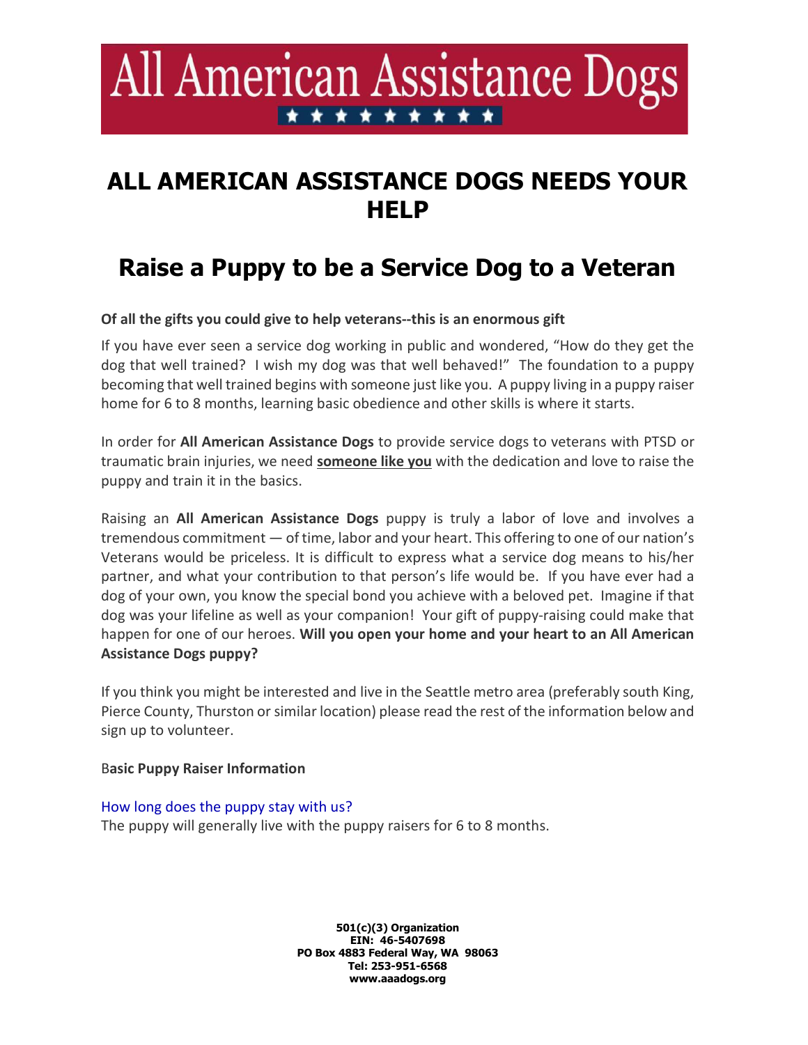# All American Assistance Dogs

# ALL AMERICAN ASSISTANCE DOGS NEEDS YOUR HELP

## Raise a Puppy to be a Service Dog to a Veteran

**Of all the gifts you could give to help veterans--this is an enormous gift**

If you have ever seen a service dog working in public and wondered, "How do they get the dog that well trained? I wish my dog was that well behaved!" The foundation to a puppy becoming that well trained begins with someone just like you. A puppy living in a puppy raiser home for 6 to 8 months, learning basic obedience and other skills is where it starts.

In order for **All American Assistance Dogs** to provide service dogs to veterans with PTSD or traumatic brain injuries, we need **someone like you** with the dedication and love to raise the puppy and train it in the basics.

Raising an **All American Assistance Dogs** puppy is truly a labor of love and involves a tremendous commitment — of time, labor and your heart. This offering to one of our nation's Veterans would be priceless. It is difficult to express what a service dog means to his/her partner, and what your contribution to that person's life would be. If you have ever had a dog of your own, you know the special bond you achieve with a beloved pet. Imagine if that dog was your lifeline as well as your companion! Your gift of puppy-raising could make that happen for one of our heroes. **Will you open your home and your heart to an All American Assistance Dogs puppy?**

If you think you might be interested and live in the Seattle metro area (preferably south King, Pierce County, Thurston or similar location) please read the rest of the information below and sign up to volunteer.

B**asic Puppy Raiser Information**

How long does the puppy stay with us?
The puppy will generally live with the puppy raisers for 6 to 8 months.

**501(c)(3) Organization**
**EIN: 46-5407698**
**PO Box 4883 Federal Way, WA 98063**
**Tel: 253-951-6568**
**www.aaadogs.org**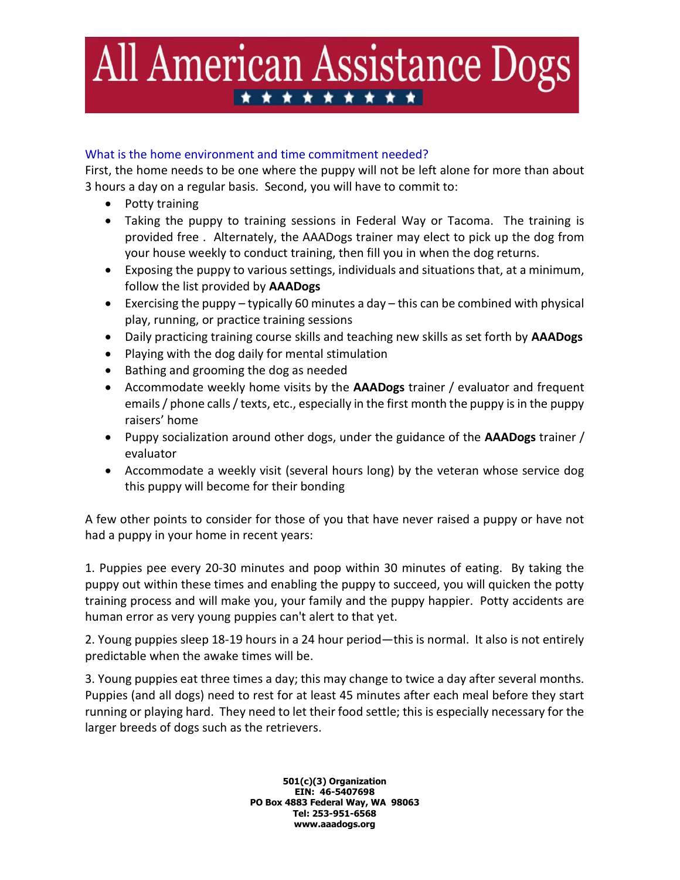What is the home environment and time commitment needed?

First, the home needs to be one where the puppy will not be left alone for more than about 3 hours a day on a regular basis. Second, you will have to commit to:

- Potty training
- Taking the puppy to training sessions in Federal Way or Tacoma. The training is provided free . Alternately, the AAADogs trainer may elect to pick up the dog from your house weekly to conduct training, then fill you in when the dog returns.
- Exposing the puppy to various settings, individuals and situations that, at a minimum, follow the list provided by **AAADogs**
- Exercising the puppy – typically 60 minutes a day – this can be combined with physical play, running, or practice training sessions
- Daily practicing training course skills and teaching new skills as set forth by **AAADogs**
- Playing with the dog daily for mental stimulation
- Bathing and grooming the dog as needed
- Accommodate weekly home visits by the **AAADogs** trainer / evaluator and frequent emails / phone calls / texts, etc., especially in the first month the puppy is in the puppy raisers' home
- Puppy socialization around other dogs, under the guidance of the **AAADogs** trainer / evaluator
- Accommodate a weekly visit (several hours long) by the veteran whose service dog this puppy will become for their bonding

A few other points to consider for those of you that have never raised a puppy or have not had a puppy in your home in recent years:

1. Puppies pee every 20-30 minutes and poop within 30 minutes of eating. By taking the puppy out within these times and enabling the puppy to succeed, you will quicken the potty training process and will make you, your family and the puppy happier. Potty accidents are human error as very young puppies can't alert to that yet.

2. Young puppies sleep 18-19 hours in a 24 hour period—this is normal. It also is not entirely predictable when the awake times will be.

3. Young puppies eat three times a day; this may change to twice a day after several months. Puppies (and all dogs) need to rest for at least 45 minutes after each meal before they start running or playing hard. They need to let their food settle; this is especially necessary for the larger breeds of dogs such as the retrievers.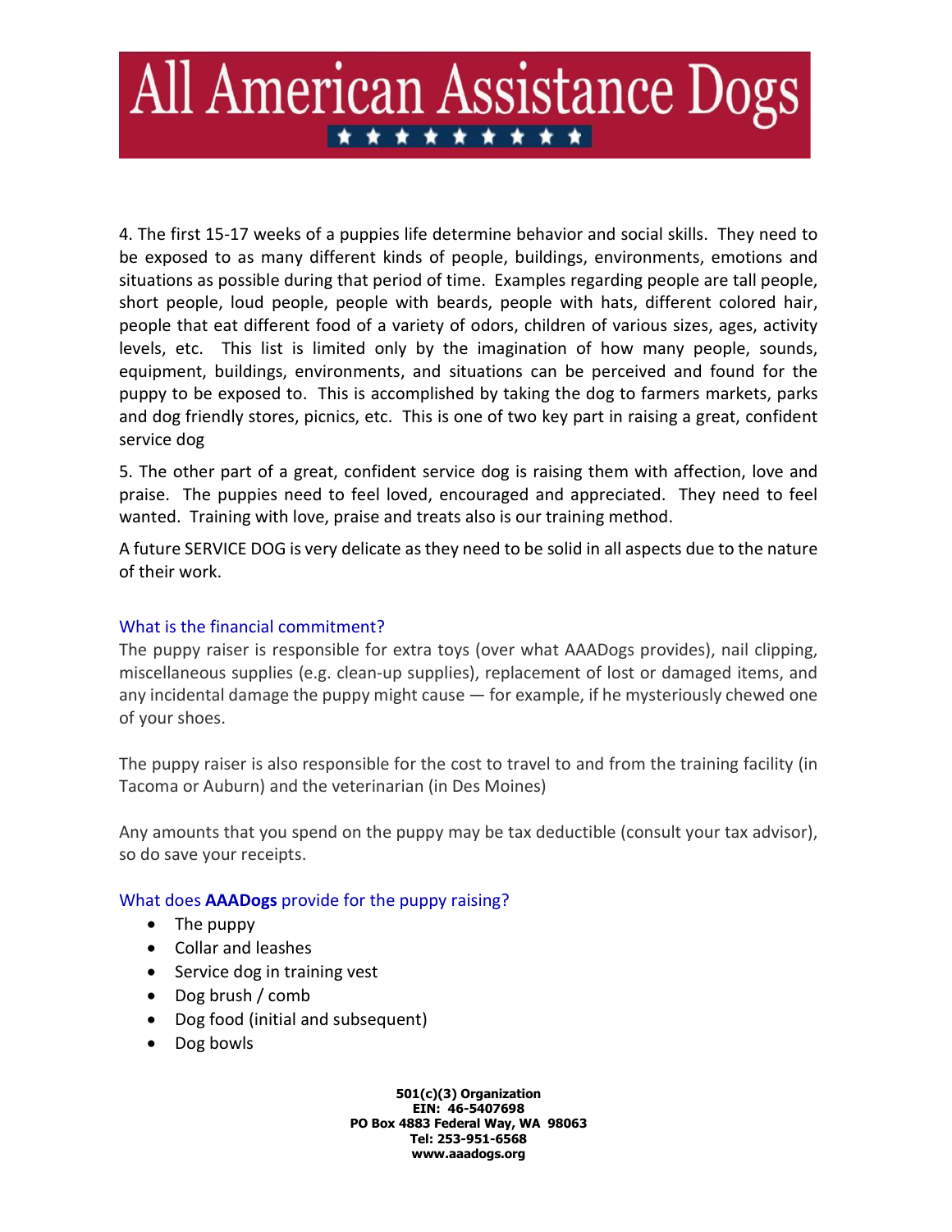4. The first 15-17 weeks of a puppies life determine behavior and social skills. They need to be exposed to as many different kinds of people, buildings, environments, emotions and situations as possible during that period of time. Examples regarding people are tall people, short people, loud people, people with beards, people with hats, different colored hair, people that eat different food of a variety of odors, children of various sizes, ages, activity levels, etc. This list is limited only by the imagination of how many people, sounds, equipment, buildings, environments, and situations can be perceived and found for the puppy to be exposed to. This is accomplished by taking the dog to farmers markets, parks and dog friendly stores, picnics, etc. This is one of two key part in raising a great, confident service dog

5. The other part of a great, confident service dog is raising them with affection, love and praise. The puppies need to feel loved, encouraged and appreciated. They need to feel wanted. Training with love, praise and treats also is our training method.

A future SERVICE DOG is very delicate as they need to be solid in all aspects due to the nature of their work.

### What is the financial commitment?

The puppy raiser is responsible for extra toys (over what AAADogs provides), nail clipping, miscellaneous supplies (e.g. clean-up supplies), replacement of lost or damaged items, and any incidental damage the puppy might cause — for example, if he mysteriously chewed one of your shoes.

The puppy raiser is also responsible for the cost to travel to and from the training facility (in Tacoma or Auburn) and the veterinarian (in Des Moines)

Any amounts that you spend on the puppy may be tax deductible (consult your tax advisor), so do save your receipts.

### What does **AAADogs** provide for the puppy raising?

- The puppy
- Collar and leashes
- Service dog in training vest
- Dog brush / comb
- Dog food (initial and subsequent)
- Dog bowls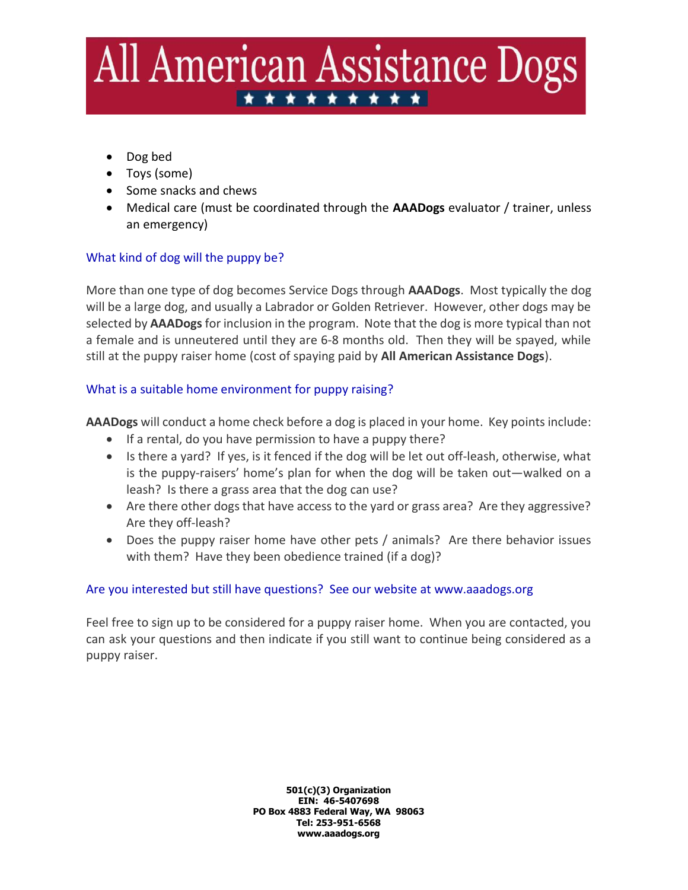- Dog bed
- Toys (some)
- Some snacks and chews
- Medical care (must be coordinated through the **AAADogs** evaluator / trainer, unless an emergency)

### What kind of dog will the puppy be?

More than one type of dog becomes Service Dogs through **AAADogs**. Most typically the dog will be a large dog, and usually a Labrador or Golden Retriever. However, other dogs may be selected by **AAADogs** for inclusion in the program. Note that the dog is more typical than not a female and is unneutered until they are 6-8 months old. Then they will be spayed, while still at the puppy raiser home (cost of spaying paid by **All American Assistance Dogs**).

### What is a suitable home environment for puppy raising?

**AAADogs** will conduct a home check before a dog is placed in your home. Key points include:

- If a rental, do you have permission to have a puppy there?
- Is there a yard? If yes, is it fenced if the dog will be let out off-leash, otherwise, what is the puppy-raisers' home's plan for when the dog will be taken out—walked on a leash? Is there a grass area that the dog can use?
- Are there other dogs that have access to the yard or grass area? Are they aggressive? Are they off-leash?
- Does the puppy raiser home have other pets / animals? Are there behavior issues with them? Have they been obedience trained (if a dog)?

### Are you interested but still have questions? See our website at www.aaadogs.org

Feel free to sign up to be considered for a puppy raiser home. When you are contacted, you can ask your questions and then indicate if you still want to continue being considered as a puppy raiser.